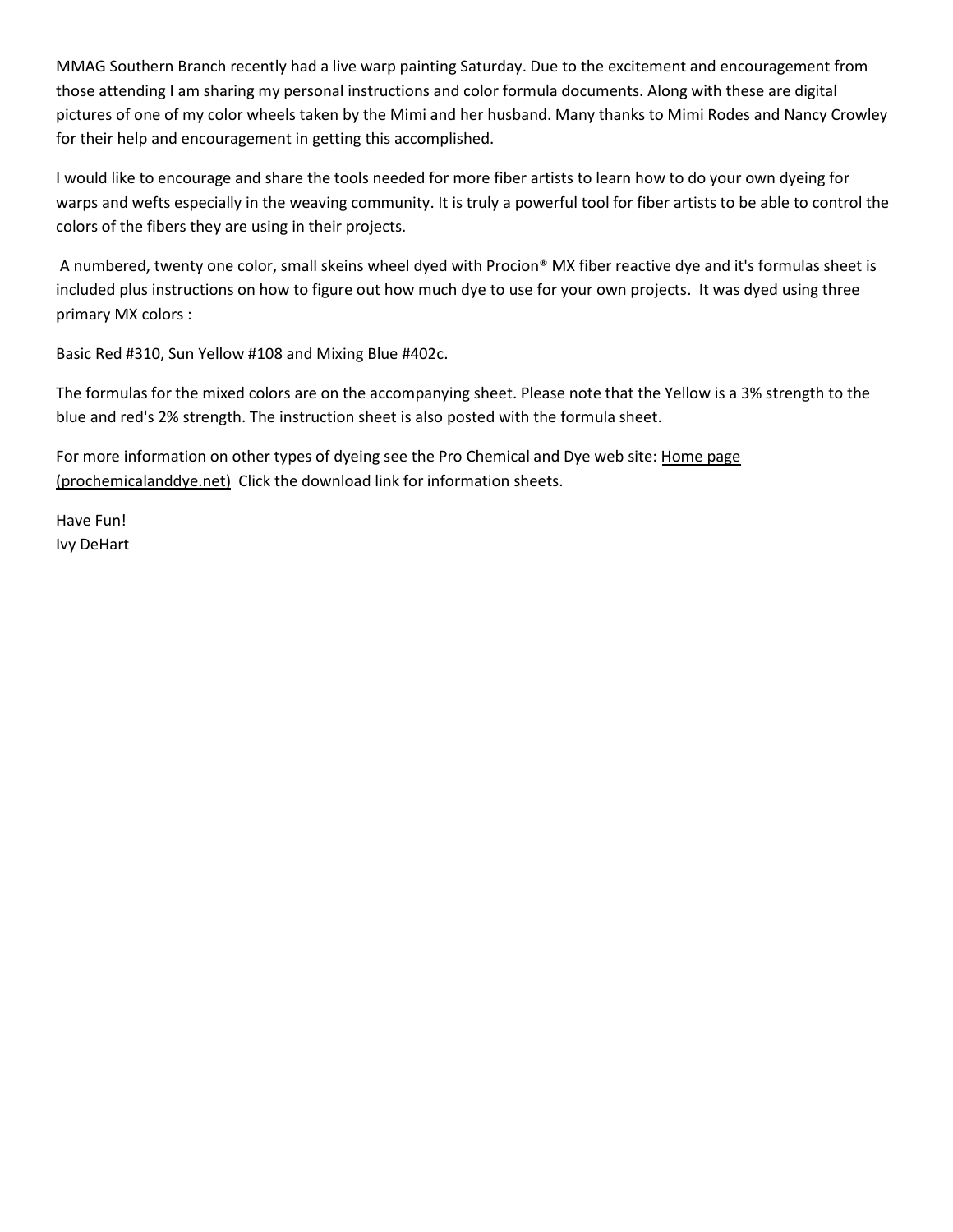MMAG Southern Branch recently had a live warp painting Saturday. Due to the excitement and encouragement from those attending I am sharing my personal instructions and color formula documents. Along with these are digital pictures of one of my color wheels taken by the Mimi and her husband. Many thanks to Mimi Rodes and Nancy Crowley for their help and encouragement in getting this accomplished.

I would like to encourage and share the tools needed for more fiber artists to learn how to do your own dyeing for warps and wefts especially in the weaving community. It is truly a powerful tool for fiber artists to be able to control the colors of the fibers they are using in their projects.

A numbered, twenty one color, small skeins wheel dyed with Procion® MX fiber reactive dye and it's formulas sheet is included plus instructions on how to figure out how much dye to use for your own projects. It was dyed using three primary MX colors :

Basic Red #310, Sun Yellow #108 and Mixing Blue #402c.

The formulas for the mixed colors are on the accompanying sheet. Please note that the Yellow is a 3% strength to the blue and red's 2% strength. The instruction sheet is also posted with the formula sheet.

For more information on other types of dyeing see the Pro Chemical and Dye web site: Home page (prochemicalanddye.net) Click the download link for information sheets.

Have Fun!
Ivy DeHart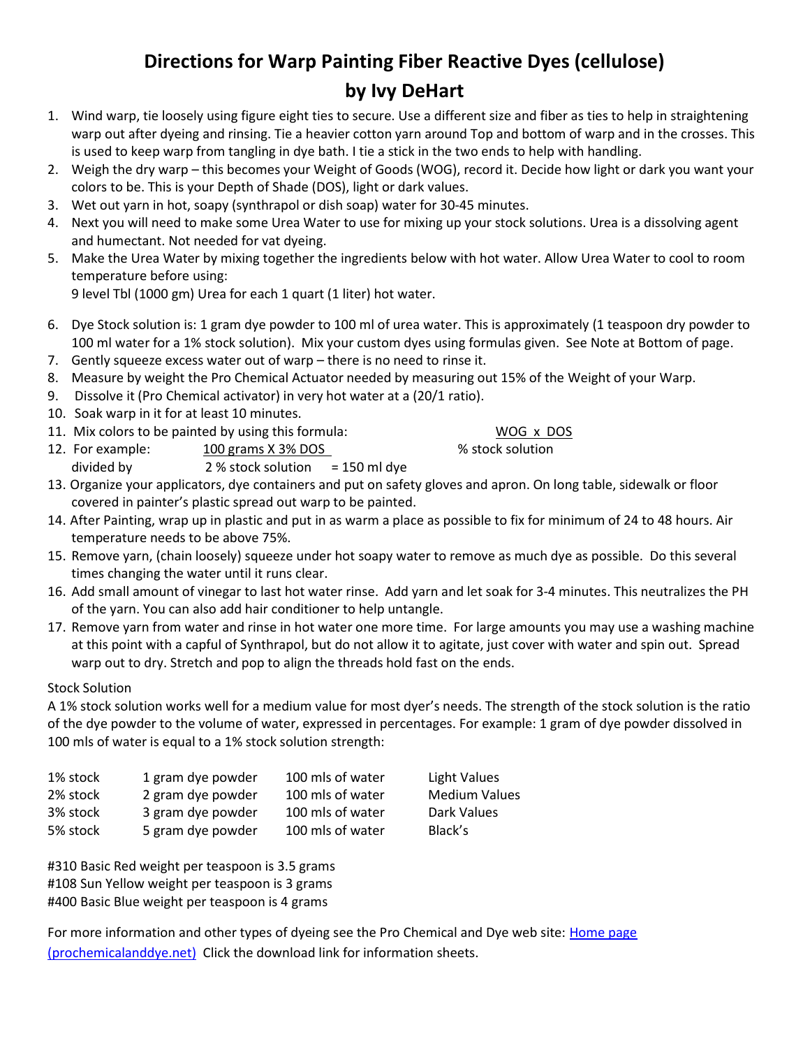# Directions for Warp Painting Fiber Reactive Dyes (cellulose)

## by Ivy DeHart

1. Wind warp, tie loosely using figure eight ties to secure. Use a different size and fiber as ties to help in straightening warp out after dyeing and rinsing. Tie a heavier cotton yarn around Top and bottom of warp and in the crosses. This is used to keep warp from tangling in dye bath. I tie a stick in the two ends to help with handling.
2. Weigh the dry warp – this becomes your Weight of Goods (WOG), record it. Decide how light or dark you want your colors to be. This is your Depth of Shade (DOS), light or dark values.
3. Wet out yarn in hot, soapy (synthrapol or dish soap) water for 30-45 minutes.
4. Next you will need to make some Urea Water to use for mixing up your stock solutions. Urea is a dissolving agent and humectant. Not needed for vat dyeing.
5. Make the Urea Water by mixing together the ingredients below with hot water. Allow Urea Water to cool to room temperature before using:
   9 level Tbl (1000 gm) Urea for each 1 quart (1 liter) hot water.
6. Dye Stock solution is: 1 gram dye powder to 100 ml of urea water. This is approximately (1 teaspoon dry powder to 100 ml water for a 1% stock solution). Mix your custom dyes using formulas given. See Note at Bottom of page.
7. Gently squeeze excess water out of warp – there is no need to rinse it.
8. Measure by weight the Pro Chemical Actuator needed by measuring out 15% of the Weight of your Warp.
9. Dissolve it (Pro Chemical activator) in very hot water at a (20/1 ratio).
10. Soak warp in it for at least 10 minutes.
11. Mix colors to be painted by using this formula: $\frac{\text{WOG x DOS}}{\text{\% stock solution}}$
12. For example: $\frac{\text{100 grams X 3\% DOS}}{\text{2 \% stock solution}}$ = 150 ml dye
13. Organize your applicators, dye containers and put on safety gloves and apron. On long table, sidewalk or floor covered in painter's plastic spread out warp to be painted.
14. After Painting, wrap up in plastic and put in as warm a place as possible to fix for minimum of 24 to 48 hours. Air temperature needs to be above 75%.
15. Remove yarn, (chain loosely) squeeze under hot soapy water to remove as much dye as possible. Do this several times changing the water until it runs clear.
16. Add small amount of vinegar to last hot water rinse. Add yarn and let soak for 3-4 minutes. This neutralizes the PH of the yarn. You can also add hair conditioner to help untangle.
17. Remove yarn from water and rinse in hot water one more time. For large amounts you may use a washing machine at this point with a capful of Synthrapol, but do not allow it to agitate, just cover with water and spin out. Spread warp out to dry. Stretch and pop to align the threads hold fast on the ends.

Stock Solution

A 1% stock solution works well for a medium value for most dyer's needs. The strength of the stock solution is the ratio of the dye powder to the volume of water, expressed in percentages. For example: 1 gram of dye powder dissolved in 100 mls of water is equal to a 1% stock solution strength:

| | | | |
|---|---|---|---|
| 1% stock | 1 gram dye powder | 100 mls of water | Light Values |
| 2% stock | 2 gram dye powder | 100 mls of water | Medium Values |
| 3% stock | 3 gram dye powder | 100 mls of water | Dark Values |
| 5% stock | 5 gram dye powder | 100 mls of water | Black's |

#310 Basic Red weight per teaspoon is 3.5 grams
#108 Sun Yellow weight per teaspoon is 3 grams
#400 Basic Blue weight per teaspoon is 4 grams

For more information and other types of dyeing see the Pro Chemical and Dye web site: Home page (prochemicalanddye.net) Click the download link for information sheets.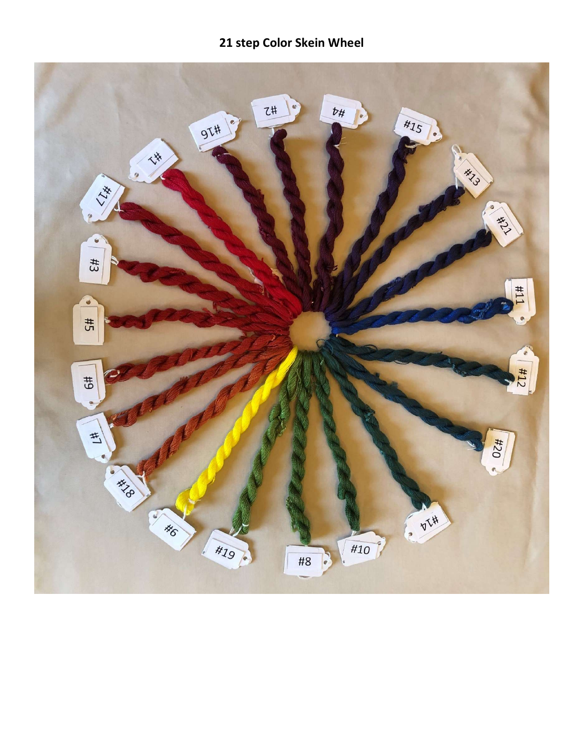# 21 step Color Skein Wheel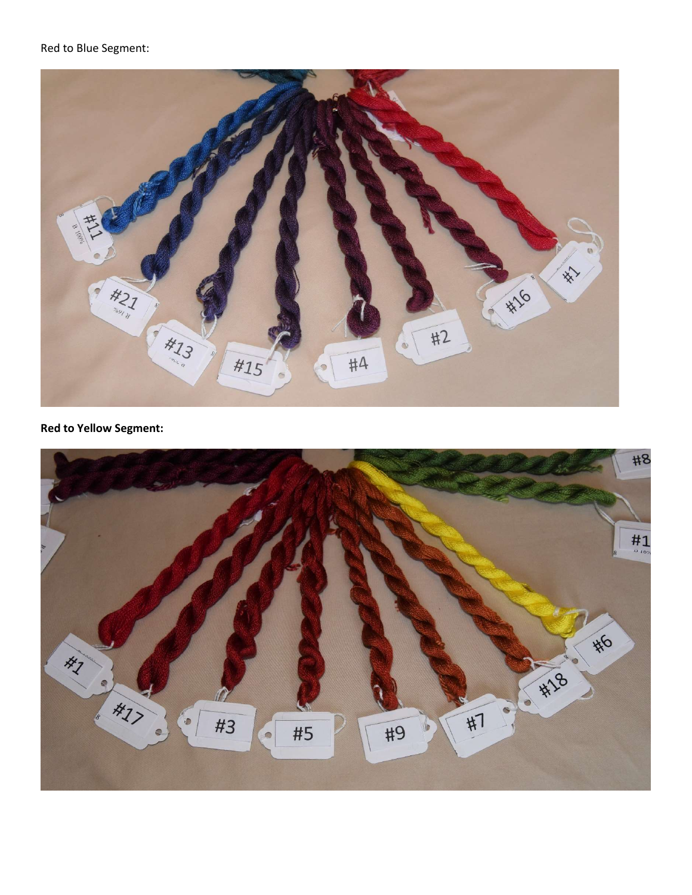Red to Blue Segment:

**Red to Yellow Segment:**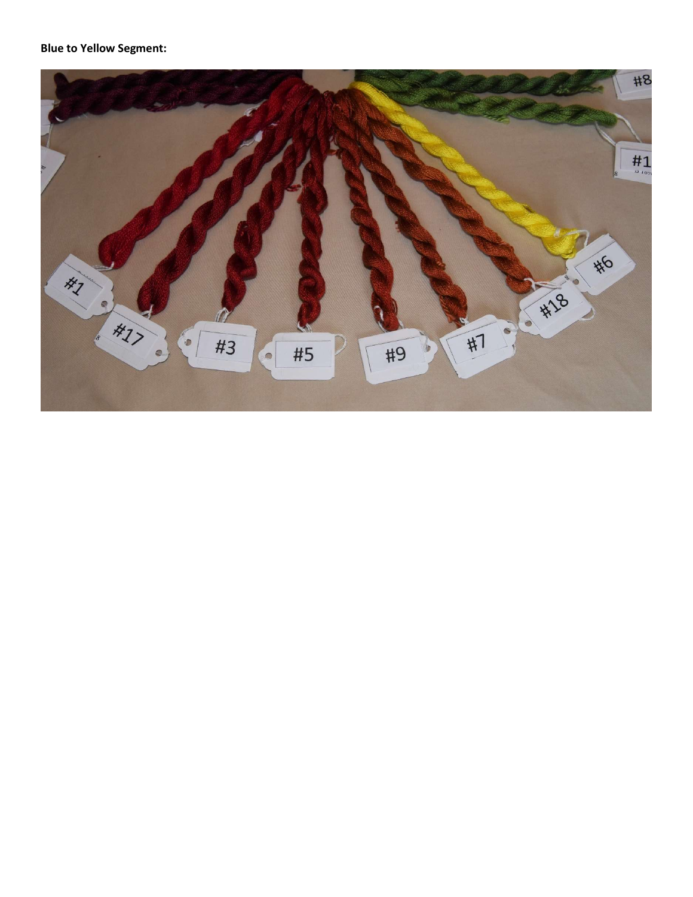**Blue to Yellow Segment:**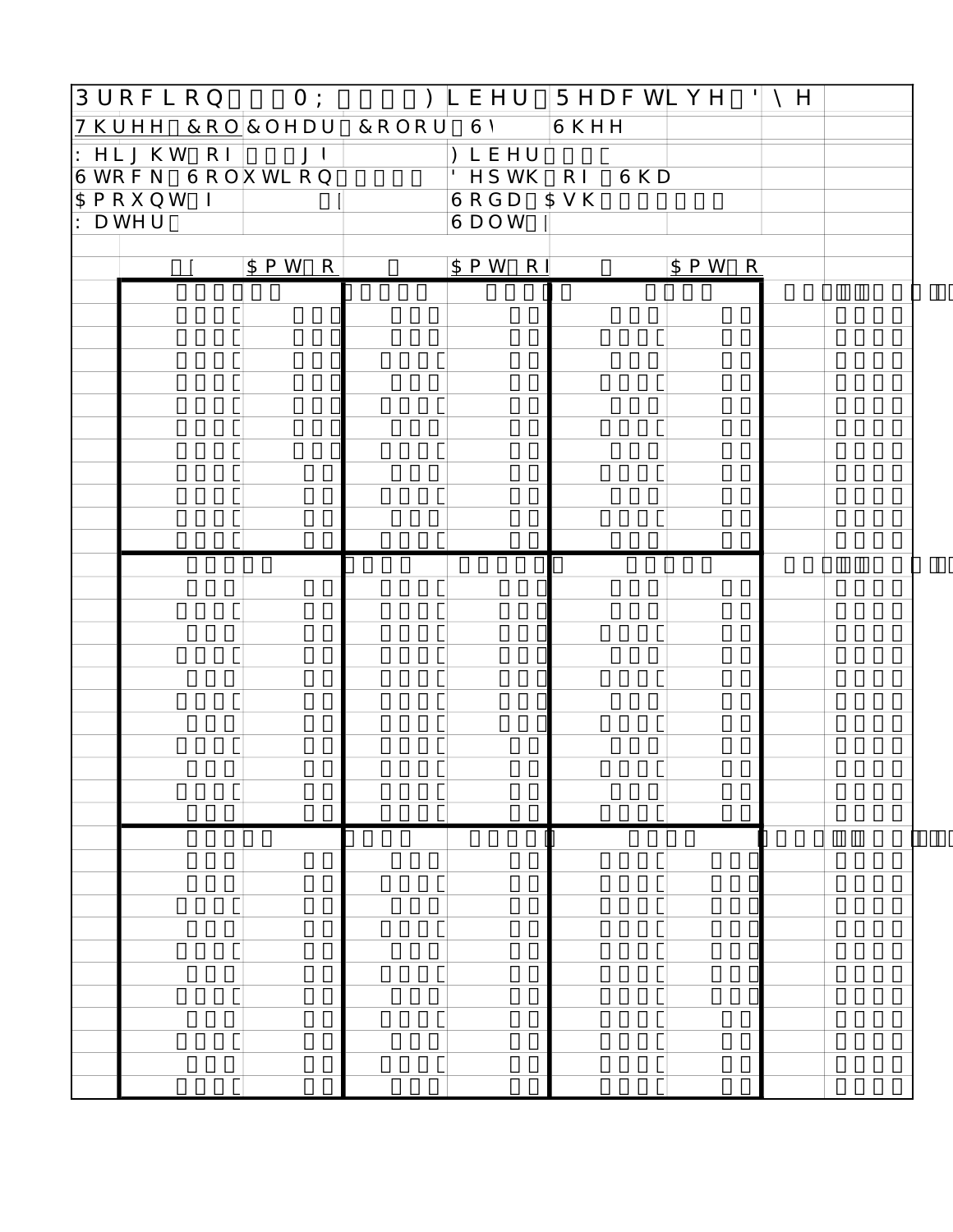Procion MX Fiber Reactive Dye

Three Color Clear Color Sy Shee

Weight of g f

Fiber x

Stock Solution

Depth of Sha

Amount f

Soda Ash

Water

Salt

| x | Amt o | | Amt of | | Amt o | | |
|---|---|---|---|---|---|---|---|